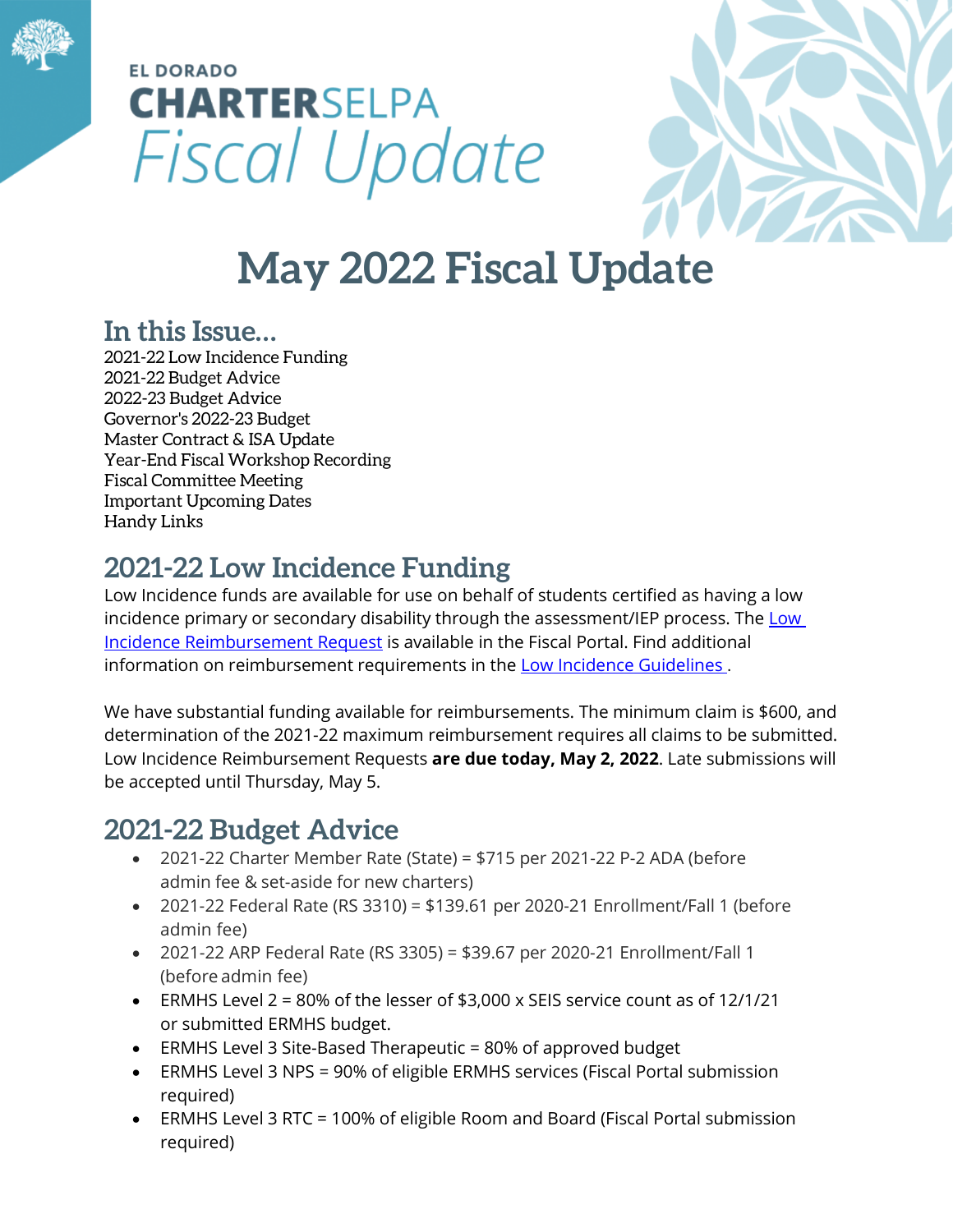EL DORADO

**CHARTER**SELPA

*Fiscal Update*

# May 2022 Fiscal Update

## In this Issue...

2021-22 Low Incidence Funding
2021-22 Budget Advice
2022-23 Budget Advice
Governor's 2022-23 Budget
Master Contract & ISA Update
Year-End Fiscal Workshop Recording
Fiscal Committee Meeting
Important Upcoming Dates
Handy Links

## 2021-22 Low Incidence Funding

Low Incidence funds are available for use on behalf of students certified as having a low incidence primary or secondary disability through the assessment/IEP process. The Low Incidence Reimbursement Request is available in the Fiscal Portal. Find additional information on reimbursement requirements in the Low Incidence Guidelines .

We have substantial funding available for reimbursements. The minimum claim is $600, and determination of the 2021-22 maximum reimbursement requires all claims to be submitted. Low Incidence Reimbursement Requests **are due today, May 2, 2022**. Late submissions will be accepted until Thursday, May 5.

## 2021-22 Budget Advice

- 2021-22 Charter Member Rate (State) = $715 per 2021-22 P-2 ADA (before admin fee & set-aside for new charters)
- 2021-22 Federal Rate (RS 3310) = $139.61 per 2020-21 Enrollment/Fall 1 (before admin fee)
- 2021-22 ARP Federal Rate (RS 3305) = $39.67 per 2020-21 Enrollment/Fall 1 (before admin fee)
- ERMHS Level 2 = 80% of the lesser of $3,000 x SEIS service count as of 12/1/21 or submitted ERMHS budget.
- ERMHS Level 3 Site-Based Therapeutic = 80% of approved budget
- ERMHS Level 3 NPS = 90% of eligible ERMHS services (Fiscal Portal submission required)
- ERMHS Level 3 RTC = 100% of eligible Room and Board (Fiscal Portal submission required)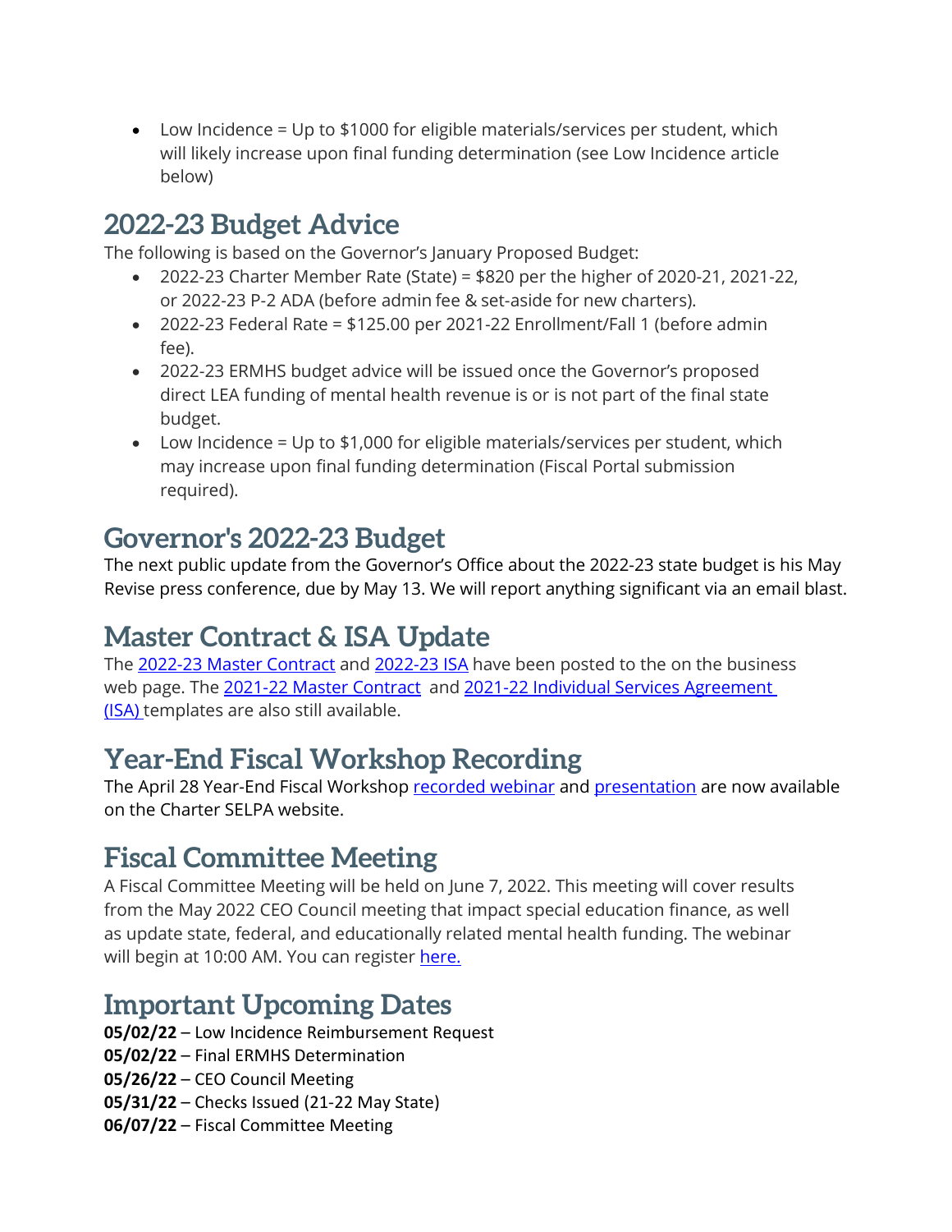- Low Incidence = Up to $1000 for eligible materials/services per student, which will likely increase upon final funding determination (see Low Incidence article below)

## 2022-23 Budget Advice

The following is based on the Governor's January Proposed Budget:

- 2022-23 Charter Member Rate (State) = $820 per the higher of 2020-21, 2021-22, or 2022-23 P-2 ADA (before admin fee & set-aside for new charters).
- 2022-23 Federal Rate = $125.00 per 2021-22 Enrollment/Fall 1 (before admin fee).
- 2022-23 ERMHS budget advice will be issued once the Governor's proposed direct LEA funding of mental health revenue is or is not part of the final state budget.
- Low Incidence = Up to $1,000 for eligible materials/services per student, which may increase upon final funding determination (Fiscal Portal submission required).

## Governor's 2022-23 Budget

The next public update from the Governor's Office about the 2022-23 state budget is his May Revise press conference, due by May 13. We will report anything significant via an email blast.

## Master Contract & ISA Update

The 2022-23 Master Contract and 2022-23 ISA have been posted to the on the business web page. The 2021-22 Master Contract and 2021-22 Individual Services Agreement (ISA) templates are also still available.

## Year-End Fiscal Workshop Recording

The April 28 Year-End Fiscal Workshop recorded webinar and presentation are now available on the Charter SELPA website.

## Fiscal Committee Meeting

A Fiscal Committee Meeting will be held on June 7, 2022. This meeting will cover results from the May 2022 CEO Council meeting that impact special education finance, as well as update state, federal, and educationally related mental health funding. The webinar will begin at 10:00 AM. You can register here.

## Important Upcoming Dates

**05/02/22** – Low Incidence Reimbursement Request
**05/02/22** – Final ERMHS Determination
**05/26/22** – CEO Council Meeting
**05/31/22** – Checks Issued (21-22 May State)
**06/07/22** – Fiscal Committee Meeting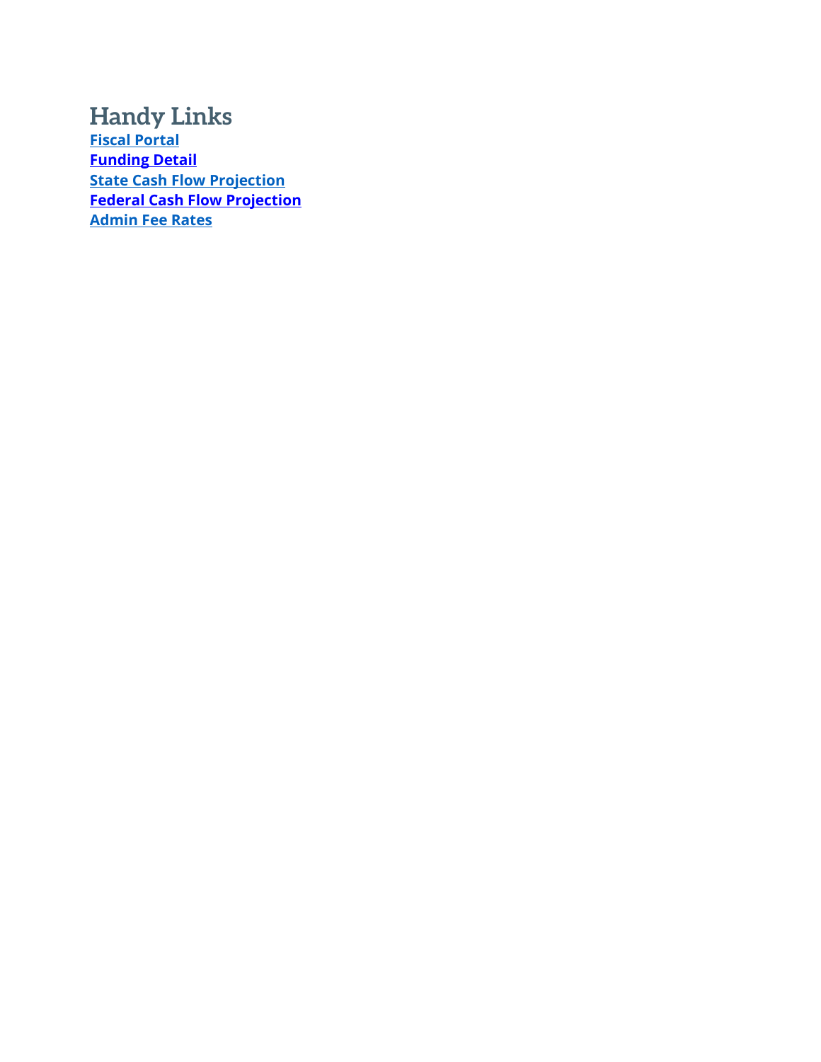## Handy Links

**Fiscal Portal**
**Funding Detail**
**State Cash Flow Projection**
**Federal Cash Flow Projection**
**Admin Fee Rates**